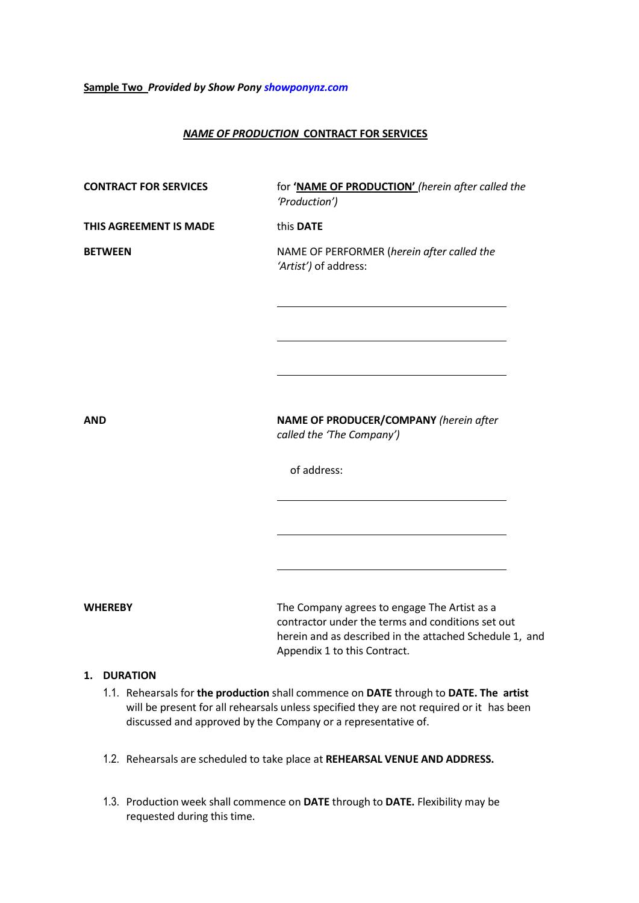**<u>Sample Two</u>** ***Provided by Show Pony*** ***showponynz.com***

## ***<u>NAME OF PRODUCTION</u>*** **<u>CONTRACT FOR SERVICES</u>**

**CONTRACT FOR SERVICES** for **'<u>NAME OF PRODUCTION'</u>** *(herein after called the 'Production')*

**THIS AGREEMENT IS MADE** this **DATE**

**BETWEEN** NAME OF PERFORMER (*herein after called the 'Artist')* of address:

\_\_\_\_\_\_\_\_\_\_\_\_\_\_\_\_\_\_\_\_\_\_\_\_\_\_\_\_\_\_\_\_\_\_\_\_\_\_\_\_

\_\_\_\_\_\_\_\_\_\_\_\_\_\_\_\_\_\_\_\_\_\_\_\_\_\_\_\_\_\_\_\_\_\_\_\_\_\_\_\_

\_\_\_\_\_\_\_\_\_\_\_\_\_\_\_\_\_\_\_\_\_\_\_\_\_\_\_\_\_\_\_\_\_\_\_\_\_\_\_\_

**AND** **NAME OF PRODUCER/COMPANY** *(herein after called the 'The Company')*

of address:

\_\_\_\_\_\_\_\_\_\_\_\_\_\_\_\_\_\_\_\_\_\_\_\_\_\_\_\_\_\_\_\_\_\_\_\_\_\_\_\_

\_\_\_\_\_\_\_\_\_\_\_\_\_\_\_\_\_\_\_\_\_\_\_\_\_\_\_\_\_\_\_\_\_\_\_\_\_\_\_\_

\_\_\_\_\_\_\_\_\_\_\_\_\_\_\_\_\_\_\_\_\_\_\_\_\_\_\_\_\_\_\_\_\_\_\_\_\_\_\_\_

**WHEREBY** The Company agrees to engage The Artist as a contractor under the terms and conditions set out herein and as described in the attached Schedule 1, and Appendix 1 to this Contract.

### 1. DURATION

1.1. Rehearsals for **the production** shall commence on **DATE** through to **DATE. The artist** will be present for all rehearsals unless specified they are not required or it has been discussed and approved by the Company or a representative of.

1.2. Rehearsals are scheduled to take place at **REHEARSAL VENUE AND ADDRESS.**

1.3. Production week shall commence on **DATE** through to **DATE.** Flexibility may be requested during this time.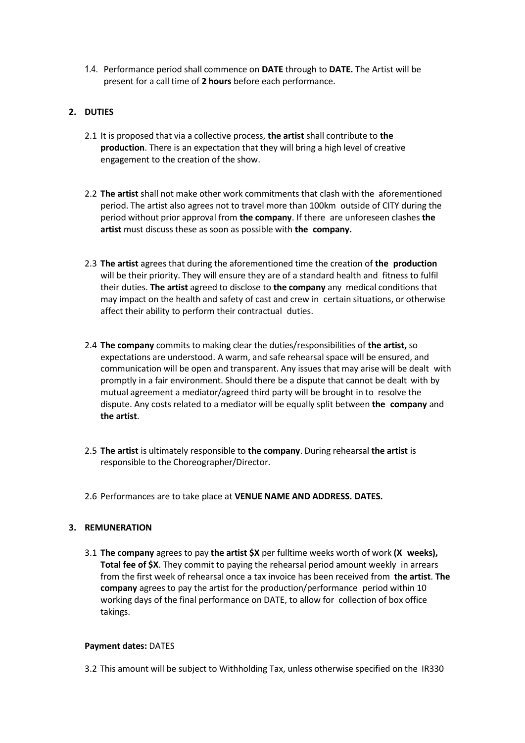1.4. Performance period shall commence on **DATE** through to **DATE.** The Artist will be present for a call time of **2 hours** before each performance.

## 2. DUTIES

2.1 It is proposed that via a collective process, **the artist** shall contribute to **the production**. There is an expectation that they will bring a high level of creative engagement to the creation of the show.

2.2 **The artist** shall not make other work commitments that clash with the aforementioned period. The artist also agrees not to travel more than 100km outside of CITY during the period without prior approval from **the company**. If there are unforeseen clashes **the artist** must discuss these as soon as possible with **the company.**

2.3 **The artist** agrees that during the aforementioned time the creation of **the production** will be their priority. They will ensure they are of a standard health and fitness to fulfil their duties. **The artist** agreed to disclose to **the company** any medical conditions that may impact on the health and safety of cast and crew in certain situations, or otherwise affect their ability to perform their contractual duties.

2.4 **The company** commits to making clear the duties/responsibilities of **the artist,** so expectations are understood. A warm, and safe rehearsal space will be ensured, and communication will be open and transparent. Any issues that may arise will be dealt with promptly in a fair environment. Should there be a dispute that cannot be dealt with by mutual agreement a mediator/agreed third party will be brought in to resolve the dispute. Any costs related to a mediator will be equally split between **the company** and **the artist**.

2.5 **The artist** is ultimately responsible to **the company**. During rehearsal **the artist** is responsible to the Choreographer/Director.

2.6 Performances are to take place at **VENUE NAME AND ADDRESS. DATES.**

## 3. REMUNERATION

3.1 **The company** agrees to pay **the artist $X** per fulltime weeks worth of work **(X weeks), Total fee of $X**. They commit to paying the rehearsal period amount weekly in arrears from the first week of rehearsal once a tax invoice has been received from **the artist**. **The company** agrees to pay the artist for the production/performance period within 10 working days of the final performance on DATE, to allow for collection of box office takings.

**Payment dates:** DATES

3.2 This amount will be subject to Withholding Tax, unless otherwise specified on the IR330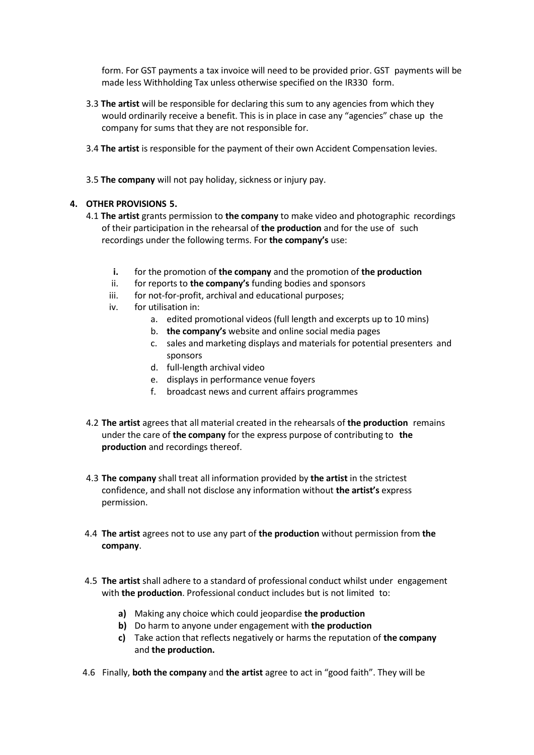form. For GST payments a tax invoice will need to be provided prior. GST payments will be made less Withholding Tax unless otherwise specified on the IR330 form.

3.3 **The artist** will be responsible for declaring this sum to any agencies from which they would ordinarily receive a benefit. This is in place in case any "agencies" chase up the company for sums that they are not responsible for.

3.4 **The artist** is responsible for the payment of their own Accident Compensation levies.

3.5 **The company** will not pay holiday, sickness or injury pay.

## 4. OTHER PROVISIONS 5.

4.1 **The artist** grants permission to **the company** to make video and photographic recordings of their participation in the rehearsal of **the production** and for the use of such recordings under the following terms. For **the company's** use:

- **i.** for the promotion of **the company** and the promotion of **the production**
- ii. for reports to **the company's** funding bodies and sponsors
- iii. for not-for-profit, archival and educational purposes;
- iv. for utilisation in:
  - a. edited promotional videos (full length and excerpts up to 10 mins)
  - b. **the company's** website and online social media pages
  - c. sales and marketing displays and materials for potential presenters and sponsors
  - d. full-length archival video
  - e. displays in performance venue foyers
  - f. broadcast news and current affairs programmes

4.2 **The artist** agrees that all material created in the rehearsals of **the production** remains under the care of **the company** for the express purpose of contributing to **the production** and recordings thereof.

4.3 **The company** shall treat all information provided by **the artist** in the strictest confidence, and shall not disclose any information without **the artist's** express permission.

4.4 **The artist** agrees not to use any part of **the production** without permission from **the company**.

4.5 **The artist** shall adhere to a standard of professional conduct whilst under engagement with **the production**. Professional conduct includes but is not limited to:

- **a)** Making any choice which could jeopardise **the production**
- **b)** Do harm to anyone under engagement with **the production**
- **c)** Take action that reflects negatively or harms the reputation of **the company** and **the production.**

4.6 Finally, **both the company** and **the artist** agree to act in "good faith". They will be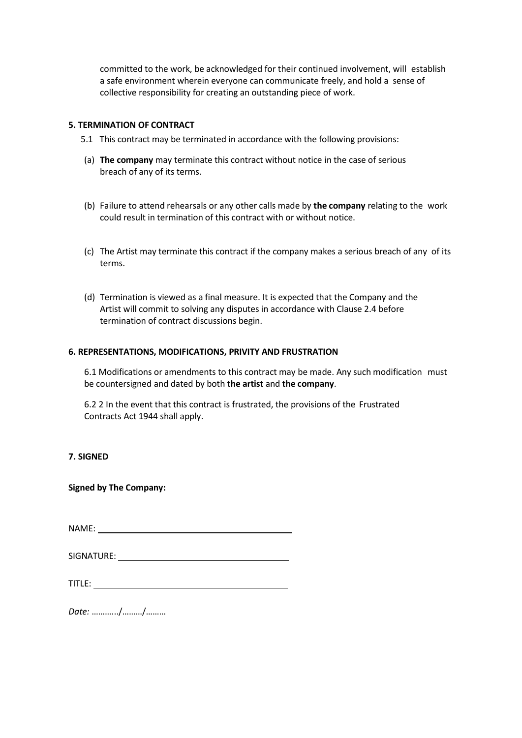committed to the work, be acknowledged for their continued involvement, will establish a safe environment wherein everyone can communicate freely, and hold a sense of collective responsibility for creating an outstanding piece of work.

**5. TERMINATION OF CONTRACT**

5.1 This contract may be terminated in accordance with the following provisions:

(a) **The company** may terminate this contract without notice in the case of serious breach of any of its terms.

(b) Failure to attend rehearsals or any other calls made by **the company** relating to the work could result in termination of this contract with or without notice.

(c) The Artist may terminate this contract if the company makes a serious breach of any of its terms.

(d) Termination is viewed as a final measure. It is expected that the Company and the Artist will commit to solving any disputes in accordance with Clause 2.4 before termination of contract discussions begin.

**6. REPRESENTATIONS, MODIFICATIONS, PRIVITY AND FRUSTRATION**

6.1 Modifications or amendments to this contract may be made. Any such modification must be countersigned and dated by both **the artist** and **the company**.

6.2 2 In the event that this contract is frustrated, the provisions of the Frustrated Contracts Act 1944 shall apply.

**7. SIGNED**

**Signed by The Company:**

NAME: ____________________________________

SIGNATURE: ______________________________

TITLE: ____________________________________

*Date:* ………../………/………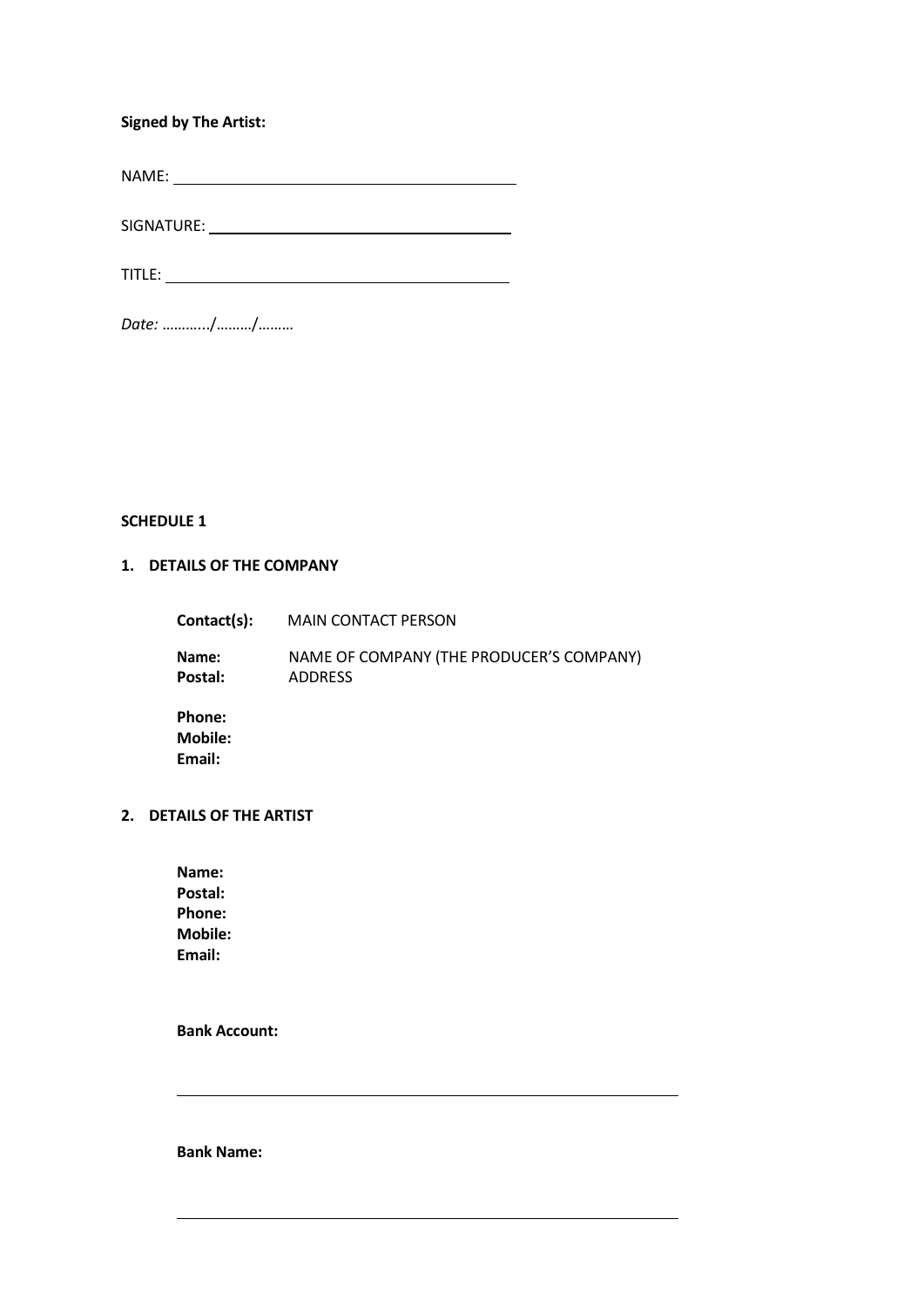**Signed by The Artist:**

NAME: ________________________________________

SIGNATURE: ____________________________________

TITLE: ________________________________________

*Date: ………../………/………*

**SCHEDULE 1**

**1. DETAILS OF THE COMPANY**

**Contact(s):** MAIN CONTACT PERSON

**Name:** NAME OF COMPANY (THE PRODUCER'S COMPANY)
**Postal:** ADDRESS

**Phone:**
**Mobile:**
**Email:**

**2. DETAILS OF THE ARTIST**

**Name:**
**Postal:**
**Phone:**
**Mobile:**
**Email:**

**Bank Account:**

____________________________________________________________

**Bank Name:**

____________________________________________________________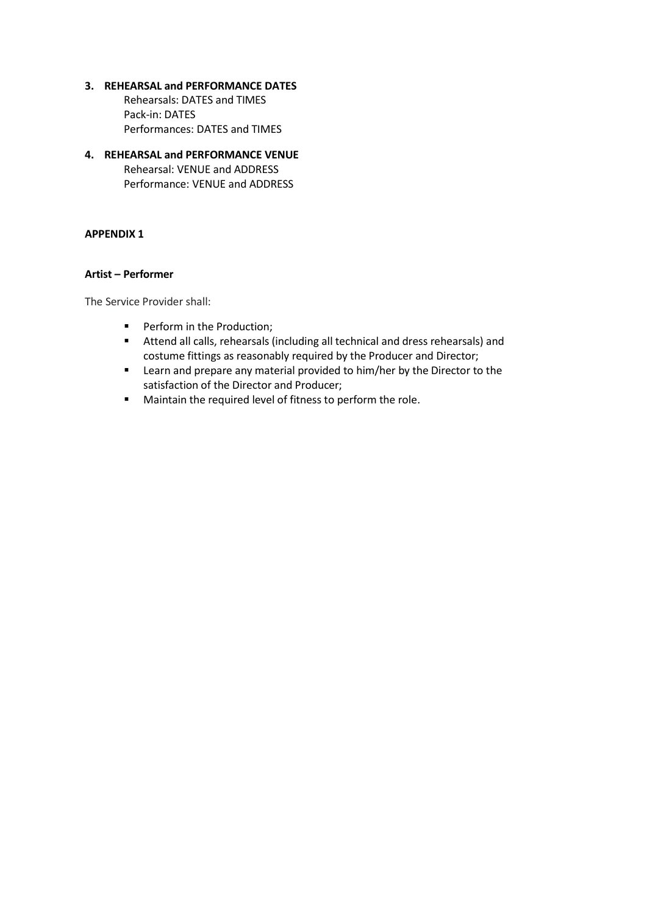**3. REHEARSAL and PERFORMANCE DATES**

Rehearsals: DATES and TIMES
Pack-in: DATES
Performances: DATES and TIMES

**4. REHEARSAL and PERFORMANCE VENUE**

Rehearsal: VENUE and ADDRESS
Performance: VENUE and ADDRESS

**APPENDIX 1**

**Artist – Performer**

The Service Provider shall:

- Perform in the Production;
- Attend all calls, rehearsals (including all technical and dress rehearsals) and costume fittings as reasonably required by the Producer and Director;
- Learn and prepare any material provided to him/her by the Director to the satisfaction of the Director and Producer;
- Maintain the required level of fitness to perform the role.